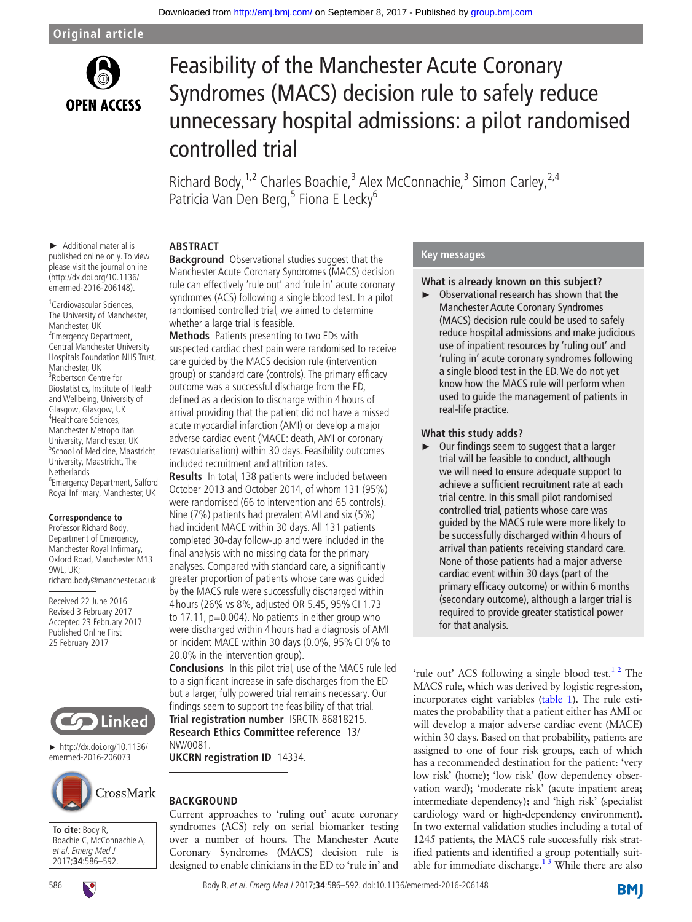Original article

# Feasibility of the Manchester Acute Coronary Syndromes (MACS) decision rule to safely reduce unnecessary hospital admissions: a pilot randomised controlled trial

Richard Body,[1,2] Charles Boachie,[3] Alex McConnachie,[3] Simon Carley,[2,4] Patricia Van Den Berg,[5] Fiona E Lecky[6]

► Additional material is published online only. To view please visit the journal online (http://dx.doi.org/10.1136/emermed-2016-206148).

[1]Cardiovascular Sciences, The University of Manchester, Manchester, UK
[2]Emergency Department, Central Manchester University Hospitals Foundation NHS Trust, Manchester, UK
[3]Robertson Centre for Biostatistics, Institute of Health and Wellbeing, University of Glasgow, Glasgow, UK
[4]Healthcare Sciences, Manchester Metropolitan University, Manchester, UK
[5]School of Medicine, Maastricht University, Maastricht, The Netherlands
[6]Emergency Department, Salford Royal Infirmary, Manchester, UK

**Correspondence to**
Professor Richard Body, Department of Emergency, Manchester Royal Infirmary, Oxford Road, Manchester M13 9WL, UK; richard.body@manchester.ac.uk

Received 22 June 2016
Revised 3 February 2017
Accepted 23 February 2017
Published Online First 25 February 2017

► http://dx.doi.org/10.1136/emermed-2016-206073

**To cite:** Body R, Boachie C, McConnachie A, *et al*. *Emerg Med J* 2017;**34**:586–592.

## ABSTRACT

**Background** Observational studies suggest that the Manchester Acute Coronary Syndromes (MACS) decision rule can effectively 'rule out' and 'rule in' acute coronary syndromes (ACS) following a single blood test. In a pilot randomised controlled trial, we aimed to determine whether a large trial is feasible.

**Methods** Patients presenting to two EDs with suspected cardiac chest pain were randomised to receive care guided by the MACS decision rule (intervention group) or standard care (controls). The primary efficacy outcome was a successful discharge from the ED, defined as a decision to discharge within 4 hours of arrival providing that the patient did not have a missed acute myocardial infarction (AMI) or develop a major adverse cardiac event (MACE: death, AMI or coronary revascularisation) within 30 days. Feasibility outcomes included recruitment and attrition rates.

**Results** In total, 138 patients were included between October 2013 and October 2014, of whom 131 (95%) were randomised (66 to intervention and 65 controls). Nine (7%) patients had prevalent AMI and six (5%) had incident MACE within 30 days. All 131 patients completed 30-day follow-up and were included in the final analysis with no missing data for the primary analyses. Compared with standard care, a significantly greater proportion of patients whose care was guided by the MACS rule were successfully discharged within 4 hours (26% vs 8%, adjusted OR 5.45, 95% CI 1.73 to 17.11, p=0.004). No patients in either group who were discharged within 4 hours had a diagnosis of AMI or incident MACE within 30 days (0.0%, 95% CI 0% to 20.0% in the intervention group).

**Conclusions** In this pilot trial, use of the MACS rule led to a significant increase in safe discharges from the ED but a larger, fully powered trial remains necessary. Our findings seem to support the feasibility of that trial.

**Trial registration number** ISRCTN 86818215.

**Research Ethics Committee reference** 13/NW/0081.

**UKCRN registration ID** 14334.

## BACKGROUND

Current approaches to 'ruling out' acute coronary syndromes (ACS) rely on serial biomarker testing over a number of hours. The Manchester Acute Coronary Syndromes (MACS) decision rule is designed to enable clinicians in the ED to 'rule in' and 'rule out' ACS following a single blood test.[1,2] The MACS rule, which was derived by logistic regression, incorporates eight variables (table 1). The rule estimates the probability that a patient either has AMI or will develop a major adverse cardiac event (MACE) within 30 days. Based on that probability, patients are assigned to one of four risk groups, each of which has a recommended destination for the patient: 'very low risk' (home); 'low risk' (low dependency observation ward); 'moderate risk' (acute inpatient area; intermediate dependency); and 'high risk' (specialist cardiology ward or high-dependency environment). In two external validation studies including a total of 1245 patients, the MACS rule successfully risk stratified patients and identified a group potentially suitable for immediate discharge.[1,3] While there are also

## Key messages

**What is already known on this subject?**

► Observational research has shown that the Manchester Acute Coronary Syndromes (MACS) decision rule could be used to safely reduce hospital admissions and make judicious use of inpatient resources by 'ruling out' and 'ruling in' acute coronary syndromes following a single blood test in the ED. We do not yet know how the MACS rule will perform when used to guide the management of patients in real-life practice.

**What this study adds?**

► Our findings seem to suggest that a larger trial will be feasible to conduct, although we will need to ensure adequate support to achieve a sufficient recruitment rate at each trial centre. In this small pilot randomised controlled trial, patients whose care was guided by the MACS rule were more likely to be successfully discharged within 4 hours of arrival than patients receiving standard care. None of those patients had a major adverse cardiac event within 30 days (part of the primary efficacy outcome) or within 6 months (secondary outcome), although a larger trial is required to provide greater statistical power for that analysis.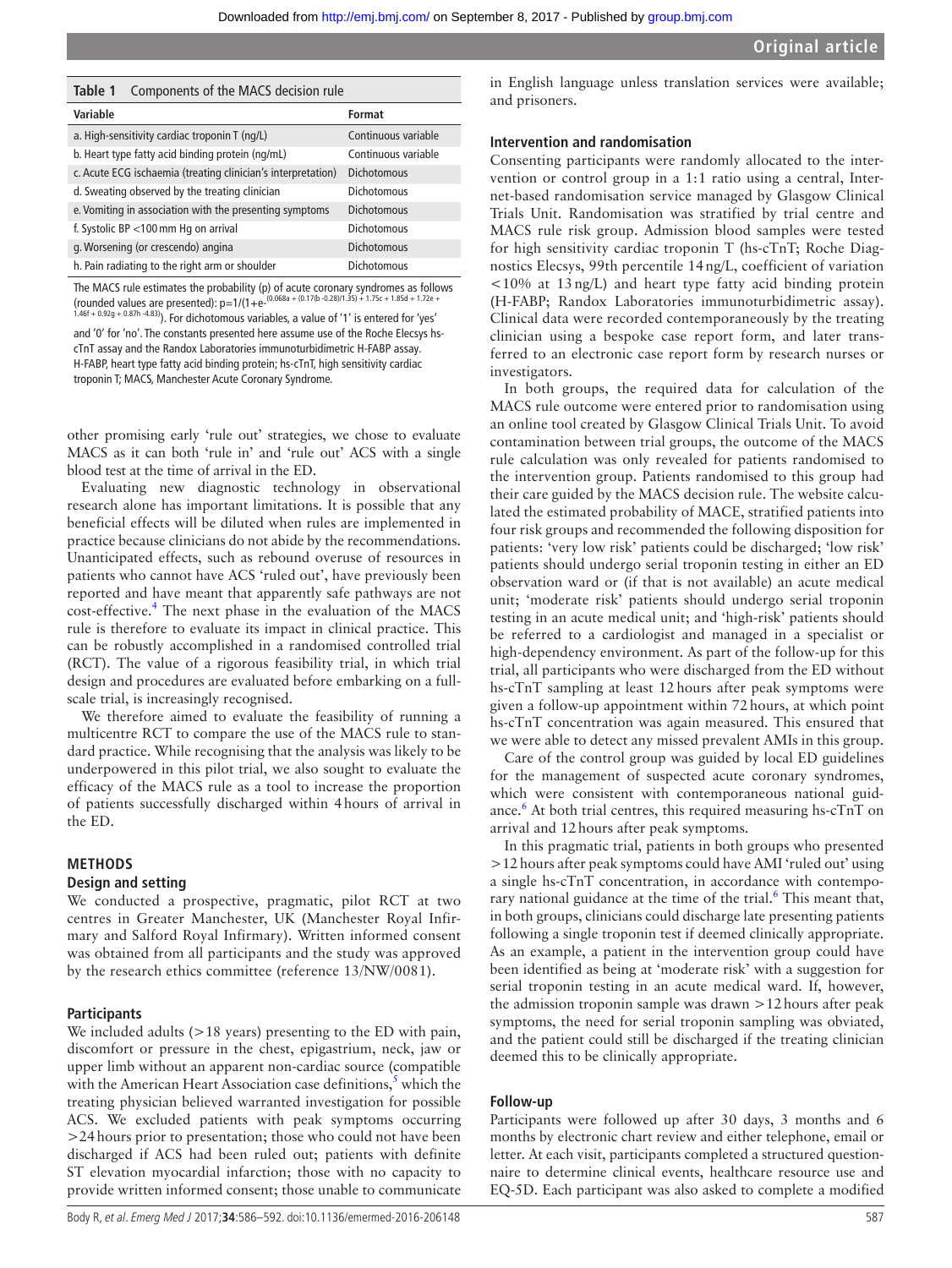**Table 1** Components of the MACS decision rule

| Variable | Format |
|---|---|
| a. High-sensitivity cardiac troponin T (ng/L) | Continuous variable |
| b. Heart type fatty acid binding protein (ng/mL) | Continuous variable |
| c. Acute ECG ischaemia (treating clinician's interpretation) | Dichotomous |
| d. Sweating observed by the treating clinician | Dichotomous |
| e. Vomiting in association with the presenting symptoms | Dichotomous |
| f. Systolic BP <100 mm Hg on arrival | Dichotomous |
| g. Worsening (or crescendo) angina | Dichotomous |
| h. Pain radiating to the right arm or shoulder | Dichotomous |

The MACS rule estimates the probability (p) of acute coronary syndromes as follows (rounded values are presented): $p=1/(1+e^{-(0.068a + (0.17(b - 0.28)/1.35) + 1.75c + 1.85d + 1.72e + 1.46f + 0.92g + 0.87h - 4.83)})$. For dichotomous variables, a value of '1' is entered for 'yes' and '0' for 'no'. The constants presented here assume use of the Roche Elecsys hs-cTnT assay and the Randox Laboratories immunoturbidimetric H-FABP assay. H-FABP, heart type fatty acid binding protein; hs-cTnT, high sensitivity cardiac troponin T; MACS, Manchester Acute Coronary Syndrome.

other promising early 'rule out' strategies, we chose to evaluate MACS as it can both 'rule in' and 'rule out' ACS with a single blood test at the time of arrival in the ED.

Evaluating new diagnostic technology in observational research alone has important limitations. It is possible that any beneficial effects will be diluted when rules are implemented in practice because clinicians do not abide by the recommendations. Unanticipated effects, such as rebound overuse of resources in patients who cannot have ACS 'ruled out', have previously been reported and have meant that apparently safe pathways are not cost-effective.[4] The next phase in the evaluation of the MACS rule is therefore to evaluate its impact in clinical practice. This can be robustly accomplished in a randomised controlled trial (RCT). The value of a rigorous feasibility trial, in which trial design and procedures are evaluated before embarking on a full-scale trial, is increasingly recognised.

We therefore aimed to evaluate the feasibility of running a multicentre RCT to compare the use of the MACS rule to standard practice. While recognising that the analysis was likely to be underpowered in this pilot trial, we also sought to evaluate the efficacy of the MACS rule as a tool to increase the proportion of patients successfully discharged within 4 hours of arrival in the ED.

## METHODS

### Design and setting

We conducted a prospective, pragmatic, pilot RCT at two centres in Greater Manchester, UK (Manchester Royal Infirmary and Salford Royal Infirmary). Written informed consent was obtained from all participants and the study was approved by the research ethics committee (reference 13/NW/0081).

### Participants

We included adults (>18 years) presenting to the ED with pain, discomfort or pressure in the chest, epigastrium, neck, jaw or upper limb without an apparent non-cardiac source (compatible with the American Heart Association case definitions,[5] which the treating physician believed warranted investigation for possible ACS. We excluded patients with peak symptoms occurring >24 hours prior to presentation; those who could not have been discharged if ACS had been ruled out; patients with definite ST elevation myocardial infarction; those with no capacity to provide written informed consent; those unable to communicate in English language unless translation services were available; and prisoners.

### Intervention and randomisation

Consenting participants were randomly allocated to the intervention or control group in a 1:1 ratio using a central, Internet-based randomisation service managed by Glasgow Clinical Trials Unit. Randomisation was stratified by trial centre and MACS rule risk group. Admission blood samples were tested for high sensitivity cardiac troponin T (hs-cTnT; Roche Diagnostics Elecsys, 99th percentile 14 ng/L, coefficient of variation <10% at 13 ng/L) and heart type fatty acid binding protein (H-FABP; Randox Laboratories immunoturbidimetric assay). Clinical data were recorded contemporaneously by the treating clinician using a bespoke case report form, and later transferred to an electronic case report form by research nurses or investigators.

In both groups, the required data for calculation of the MACS rule outcome were entered prior to randomisation using an online tool created by Glasgow Clinical Trials Unit. To avoid contamination between trial groups, the outcome of the MACS rule calculation was only revealed for patients randomised to the intervention group. Patients randomised to this group had their care guided by the MACS decision rule. The website calculated the estimated probability of MACE, stratified patients into four risk groups and recommended the following disposition for patients: 'very low risk' patients could be discharged; 'low risk' patients should undergo serial troponin testing in either an ED observation ward or (if that is not available) an acute medical unit; 'moderate risk' patients should undergo serial troponin testing in an acute medical unit; and 'high-risk' patients should be referred to a cardiologist and managed in a specialist or high-dependency environment. As part of the follow-up for this trial, all participants who were discharged from the ED without hs-cTnT sampling at least 12 hours after peak symptoms were given a follow-up appointment within 72 hours, at which point hs-cTnT concentration was again measured. This ensured that we were able to detect any missed prevalent AMIs in this group.

Care of the control group was guided by local ED guidelines for the management of suspected acute coronary syndromes, which were consistent with contemporaneous national guidance.[6] At both trial centres, this required measuring hs-cTnT on arrival and 12 hours after peak symptoms.

In this pragmatic trial, patients in both groups who presented >12 hours after peak symptoms could have AMI 'ruled out' using a single hs-cTnT concentration, in accordance with contemporary national guidance at the time of the trial.[6] This meant that, in both groups, clinicians could discharge late presenting patients following a single troponin test if deemed clinically appropriate. As an example, a patient in the intervention group could have been identified as being at 'moderate risk' with a suggestion for serial troponin testing in an acute medical ward. If, however, the admission troponin sample was drawn >12 hours after peak symptoms, the need for serial troponin sampling was obviated, and the patient could still be discharged if the treating clinician deemed this to be clinically appropriate.

### Follow-up

Participants were followed up after 30 days, 3 months and 6 months by electronic chart review and either telephone, email or letter. At each visit, participants completed a structured questionnaire to determine clinical events, healthcare resource use and EQ-5D. Each participant was also asked to complete a modified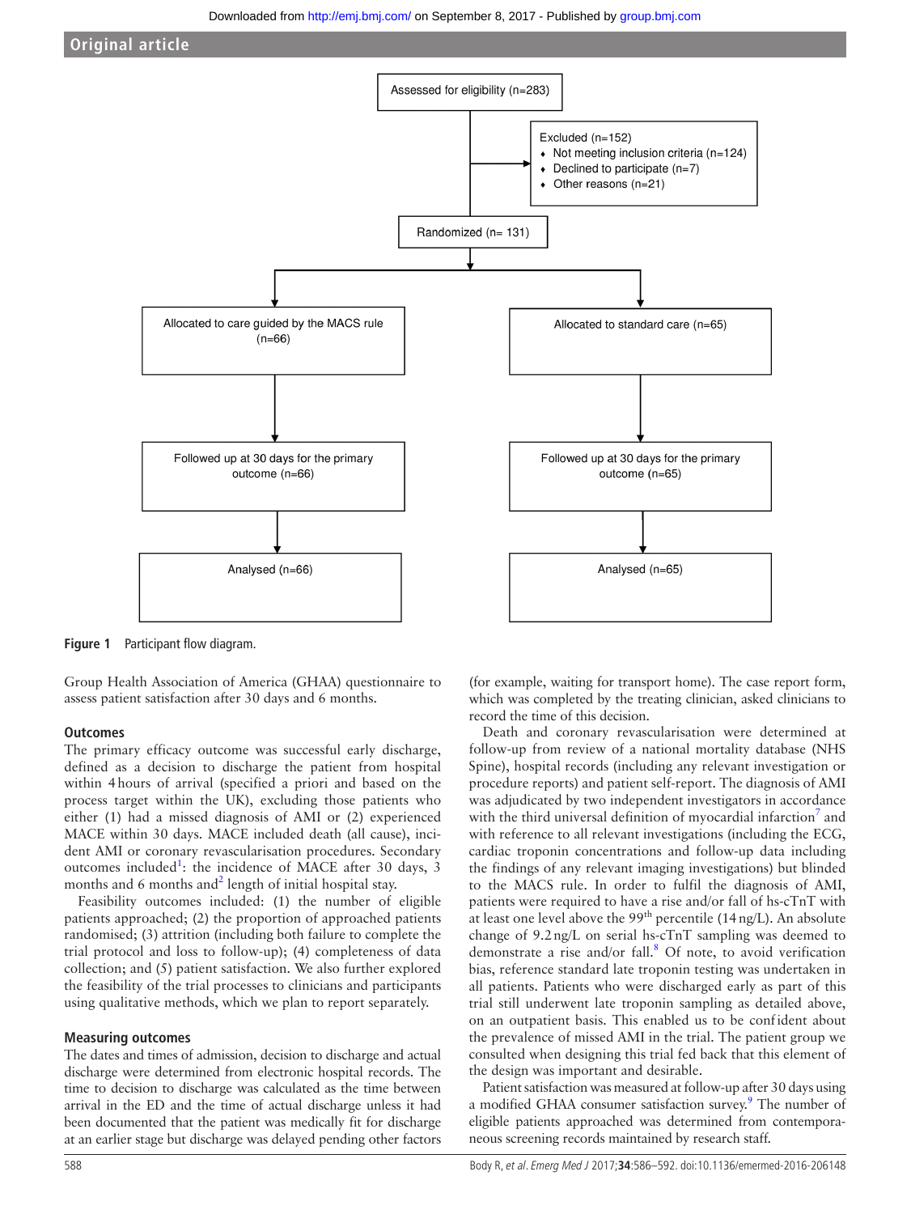Assessed for eligibility (n=283)

Excluded (n=152)
- Not meeting inclusion criteria (n=124)
- Declined to participate (n=7)
- Other reasons (n=21)

Randomized (n= 131)

| Allocated to care guided by the MACS rule (n=66) | Allocated to standard care (n=65) |
|---|---|
| Followed up at 30 days for the primary outcome (n=66) | Followed up at 30 days for the primary outcome (n=65) |
| Analysed (n=66) | Analysed (n=65) |

**Figure 1** Participant flow diagram.

Group Health Association of America (GHAA) questionnaire to assess patient satisfaction after 30 days and 6 months.

### Outcomes

The primary efficacy outcome was successful early discharge, defined as a decision to discharge the patient from hospital within 4 hours of arrival (specified a priori and based on the process target within the UK), excluding those patients who either (1) had a missed diagnosis of AMI or (2) experienced MACE within 30 days. MACE included death (all cause), incident AMI or coronary revascularisation procedures. Secondary outcomes included[1]: the incidence of MACE after 30 days, 3 months and 6 months and[2] length of initial hospital stay.

Feasibility outcomes included: (1) the number of eligible patients approached; (2) the proportion of approached patients randomised; (3) attrition (including both failure to complete the trial protocol and loss to follow-up); (4) completeness of data collection; and (5) patient satisfaction. We also further explored the feasibility of the trial processes to clinicians and participants using qualitative methods, which we plan to report separately.

### Measuring outcomes

The dates and times of admission, decision to discharge and actual discharge were determined from electronic hospital records. The time to decision to discharge was calculated as the time between arrival in the ED and the time of actual discharge unless it had been documented that the patient was medically fit for discharge at an earlier stage but discharge was delayed pending other factors (for example, waiting for transport home). The case report form, which was completed by the treating clinician, asked clinicians to record the time of this decision.

Death and coronary revascularisation were determined at follow-up from review of a national mortality database (NHS Spine), hospital records (including any relevant investigation or procedure reports) and patient self-report. The diagnosis of AMI was adjudicated by two independent investigators in accordance with the third universal definition of myocardial infarction[7] and with reference to all relevant investigations (including the ECG, cardiac troponin concentrations and follow-up data including the findings of any relevant imaging investigations) but blinded to the MACS rule. In order to fulfil the diagnosis of AMI, patients were required to have a rise and/or fall of hs-cTnT with at least one level above the 99th percentile (14 ng/L). An absolute change of 9.2 ng/L on serial hs-cTnT sampling was deemed to demonstrate a rise and/or fall.[8] Of note, to avoid verification bias, reference standard late troponin testing was undertaken in all patients. Patients who were discharged early as part of this trial still underwent late troponin sampling as detailed above, on an outpatient basis. This enabled us to be confident about the prevalence of missed AMI in the trial. The patient group we consulted when designing this trial fed back that this element of the design was important and desirable.

Patient satisfaction was measured at follow-up after 30 days using a modified GHAA consumer satisfaction survey.[9] The number of eligible patients approached was determined from contemporaneous screening records maintained by research staff.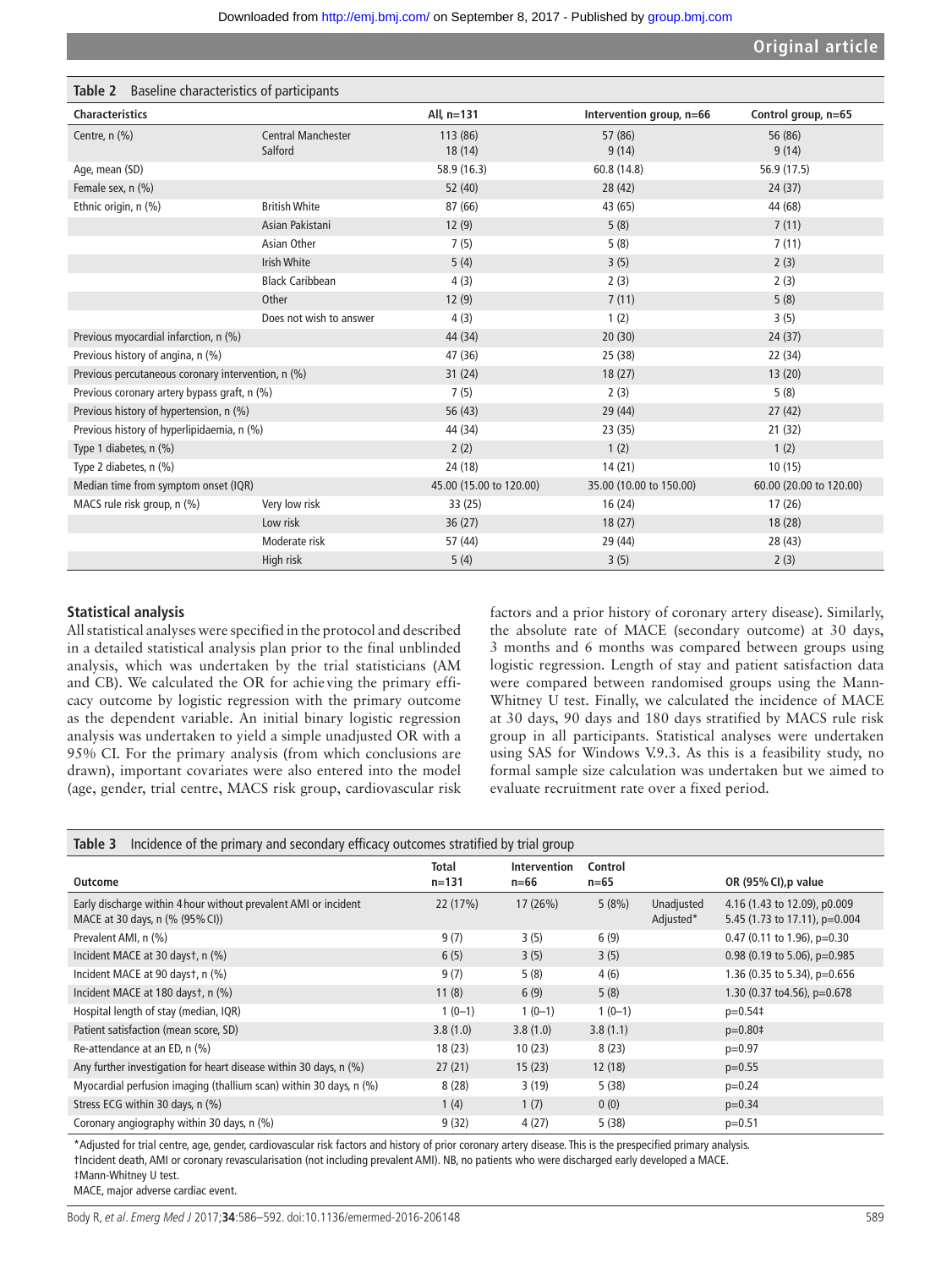**Table 2** Baseline characteristics of participants

| Characteristics | | All, n=131 | Intervention group, n=66 | Control group, n=65 |
|---|---|---|---|---|
| Centre, n (%) | Central Manchester | 113 (86) | 57 (86) | 56 (86) |
| | Salford | 18 (14) | 9 (14) | 9 (14) |
| Age, mean (SD) | | 58.9 (16.3) | 60.8 (14.8) | 56.9 (17.5) |
| Female sex, n (%) | | 52 (40) | 28 (42) | 24 (37) |
| Ethnic origin, n (%) | British White | 87 (66) | 43 (65) | 44 (68) |
| | Asian Pakistani | 12 (9) | 5 (8) | 7 (11) |
| | Asian Other | 7 (5) | 5 (8) | 7 (11) |
| | Irish White | 5 (4) | 3 (5) | 2 (3) |
| | Black Caribbean | 4 (3) | 2 (3) | 2 (3) |
| | Other | 12 (9) | 7 (11) | 5 (8) |
| | Does not wish to answer | 4 (3) | 1 (2) | 3 (5) |
| Previous myocardial infarction, n (%) | | 44 (34) | 20 (30) | 24 (37) |
| Previous history of angina, n (%) | | 47 (36) | 25 (38) | 22 (34) |
| Previous percutaneous coronary intervention, n (%) | | 31 (24) | 18 (27) | 13 (20) |
| Previous coronary artery bypass graft, n (%) | | 7 (5) | 2 (3) | 5 (8) |
| Previous history of hypertension, n (%) | | 56 (43) | 29 (44) | 27 (42) |
| Previous history of hyperlipidaemia, n (%) | | 44 (34) | 23 (35) | 21 (32) |
| Type 1 diabetes, n (%) | | 2 (2) | 1 (2) | 1 (2) |
| Type 2 diabetes, n (%) | | 24 (18) | 14 (21) | 10 (15) |
| Median time from symptom onset (IQR) | | 45.00 (15.00 to 120.00) | 35.00 (10.00 to 150.00) | 60.00 (20.00 to 120.00) |
| MACS rule risk group, n (%) | Very low risk | 33 (25) | 16 (24) | 17 (26) |
| | Low risk | 36 (27) | 18 (27) | 18 (28) |
| | Moderate risk | 57 (44) | 29 (44) | 28 (43) |
| | High risk | 5 (4) | 3 (5) | 2 (3) |

## Statistical analysis

All statistical analyses were specified in the protocol and described in a detailed statistical analysis plan prior to the final unblinded analysis, which was undertaken by the trial statisticians (AM and CB). We calculated the OR for achieving the primary efficacy outcome by logistic regression with the primary outcome as the dependent variable. An initial binary logistic regression analysis was undertaken to yield a simple unadjusted OR with a 95% CI. For the primary analysis (from which conclusions are drawn), important covariates were also entered into the model (age, gender, trial centre, MACS risk group, cardiovascular risk factors and a prior history of coronary artery disease). Similarly, the absolute rate of MACE (secondary outcome) at 30 days, 3 months and 6 months was compared between groups using logistic regression. Length of stay and patient satisfaction data were compared between randomised groups using the Mann-Whitney U test. Finally, we calculated the incidence of MACE at 30 days, 90 days and 180 days stratified by MACS rule risk group in all participants. Statistical analyses were undertaken using SAS for Windows V.9.3. As this is a feasibility study, no formal sample size calculation was undertaken but we aimed to evaluate recruitment rate over a fixed period.

**Table 3** Incidence of the primary and secondary efficacy outcomes stratified by trial group

| Outcome | Total n=131 | Intervention n=66 | Control n=65 | | OR (95% CI),p value |
|---|---|---|---|---|---|
| Early discharge within 4 hour without prevalent AMI or incident MACE at 30 days, n (% (95% CI)) | 22 (17%) | 17 (26%) | 5 (8%) | Unadjusted<br>Adjusted* | 4.16 (1.43 to 12.09), p0.009<br>5.45 (1.73 to 17.11), p=0.004 |
| Prevalent AMI, n (%) | 9 (7) | 3 (5) | 6 (9) | | 0.47 (0.11 to 1.96), p=0.30 |
| Incident MACE at 30 days†, n (%) | 6 (5) | 3 (5) | 3 (5) | | 0.98 (0.19 to 5.06), p=0.985 |
| Incident MACE at 90 days†, n (%) | 9 (7) | 5 (8) | 4 (6) | | 1.36 (0.35 to 5.34), p=0.656 |
| Incident MACE at 180 days†, n (%) | 11 (8) | 6 (9) | 5 (8) | | 1.30 (0.37 to4.56), p=0.678 |
| Hospital length of stay (median, IQR) | 1 (0–1) | 1 (0–1) | 1 (0–1) | | p=0.54‡ |
| Patient satisfaction (mean score, SD) | 3.8 (1.0) | 3.8 (1.0) | 3.8 (1.1) | | p=0.80‡ |
| Re-attendance at an ED, n (%) | 18 (23) | 10 (23) | 8 (23) | | p=0.97 |
| Any further investigation for heart disease within 30 days, n (%) | 27 (21) | 15 (23) | 12 (18) | | p=0.55 |
| Myocardial perfusion imaging (thallium scan) within 30 days, n (%) | 8 (28) | 3 (19) | 5 (38) | | p=0.24 |
| Stress ECG within 30 days, n (%) | 1 (4) | 1 (7) | 0 (0) | | p=0.34 |
| Coronary angiography within 30 days, n (%) | 9 (32) | 4 (27) | 5 (38) | | p=0.51 |

*Adjusted for trial centre, age, gender, cardiovascular risk factors and history of prior coronary artery disease. This is the prespecified primary analysis.
†Incident death, AMI or coronary revascularisation (not including prevalent AMI). NB, no patients who were discharged early developed a MACE.
‡Mann-Whitney U test.
MACE, major adverse cardiac event.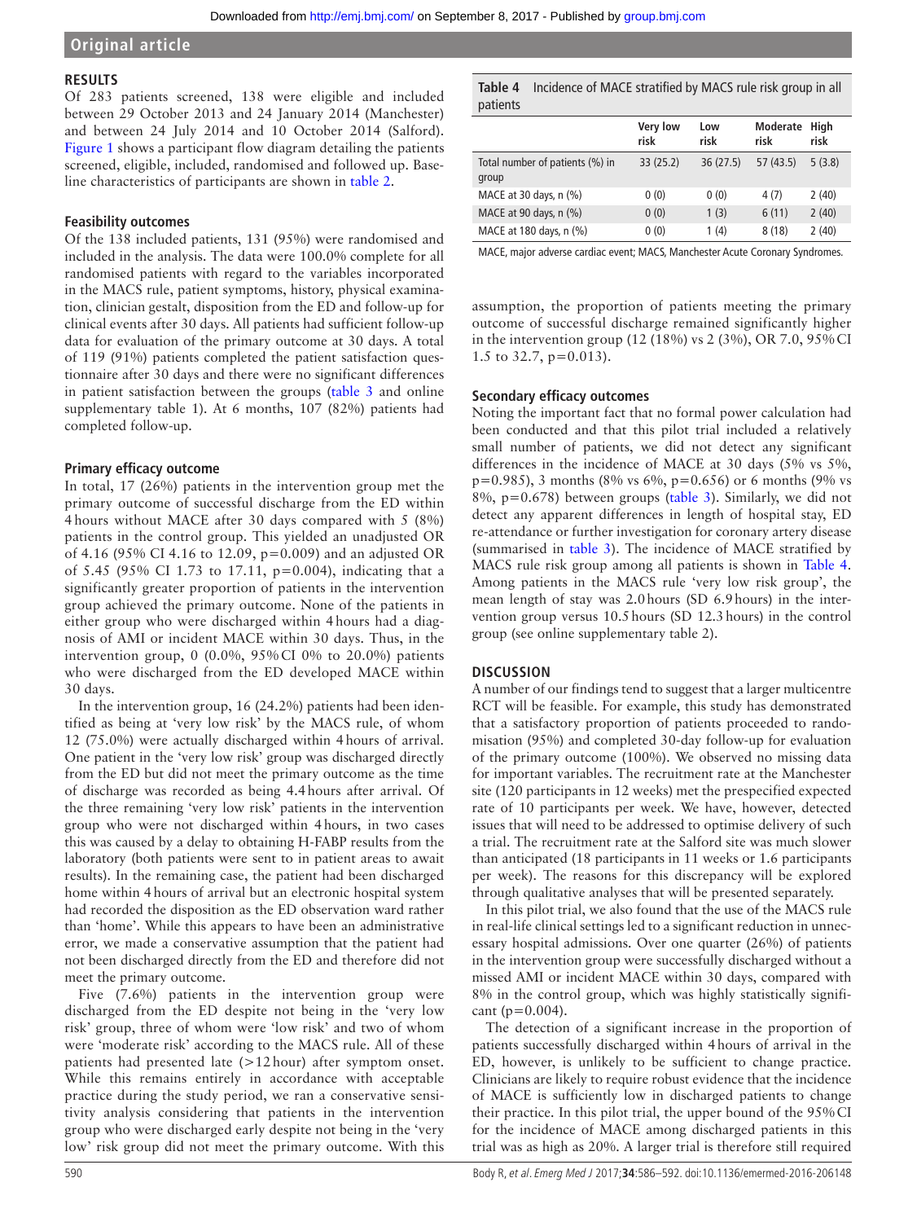## RESULTS

Of 283 patients screened, 138 were eligible and included between 29 October 2013 and 24 January 2014 (Manchester) and between 24 July 2014 and 10 October 2014 (Salford). Figure 1 shows a participant flow diagram detailing the patients screened, eligible, included, randomised and followed up. Baseline characteristics of participants are shown in table 2.

### Feasibility outcomes

Of the 138 included patients, 131 (95%) were randomised and included in the analysis. The data were 100.0% complete for all randomised patients with regard to the variables incorporated in the MACS rule, patient symptoms, history, physical examination, clinician gestalt, disposition from the ED and follow-up for clinical events after 30 days. All patients had sufficient follow-up data for evaluation of the primary outcome at 30 days. A total of 119 (91%) patients completed the patient satisfaction questionnaire after 30 days and there were no significant differences in patient satisfaction between the groups (table 3 and online supplementary table 1). At 6 months, 107 (82%) patients had completed follow-up.

### Primary efficacy outcome

In total, 17 (26%) patients in the intervention group met the primary outcome of successful discharge from the ED within 4 hours without MACE after 30 days compared with 5 (8%) patients in the control group. This yielded an unadjusted OR of 4.16 (95% CI 4.16 to 12.09, p=0.009) and an adjusted OR of 5.45 (95% CI 1.73 to 17.11, p=0.004), indicating that a significantly greater proportion of patients in the intervention group achieved the primary outcome. None of the patients in either group who were discharged within 4 hours had a diagnosis of AMI or incident MACE within 30 days. Thus, in the intervention group, 0 (0.0%, 95% CI 0% to 20.0%) patients who were discharged from the ED developed MACE within 30 days.

In the intervention group, 16 (24.2%) patients had been identified as being at 'very low risk' by the MACS rule, of whom 12 (75.0%) were actually discharged within 4 hours of arrival. One patient in the 'very low risk' group was discharged directly from the ED but did not meet the primary outcome as the time of discharge was recorded as being 4.4 hours after arrival. Of the three remaining 'very low risk' patients in the intervention group who were not discharged within 4 hours, in two cases this was caused by a delay to obtaining H-FABP results from the laboratory (both patients were sent to in patient areas to await results). In the remaining case, the patient had been discharged home within 4 hours of arrival but an electronic hospital system had recorded the disposition as the ED observation ward rather than 'home'. While this appears to have been an administrative error, we made a conservative assumption that the patient had not been discharged directly from the ED and therefore did not meet the primary outcome.

Five (7.6%) patients in the intervention group were discharged from the ED despite not being in the 'very low risk' group, three of whom were 'low risk' and two of whom were 'moderate risk' according to the MACS rule. All of these patients had presented late (>12 hour) after symptom onset. While this remains entirely in accordance with acceptable practice during the study period, we ran a conservative sensitivity analysis considering that patients in the intervention group who were discharged early despite not being in the 'very low' risk group did not meet the primary outcome. With this assumption, the proportion of patients meeting the primary outcome of successful discharge remained significantly higher in the intervention group (12 (18%) vs 2 (3%), OR 7.0, 95% CI 1.5 to 32.7, p=0.013).

**Table 4** Incidence of MACE stratified by MACS rule risk group in all patients

| | Very low risk | Low risk | Moderate risk | High risk |
|---|---|---|---|---|
| Total number of patients (%) in group | 33 (25.2) | 36 (27.5) | 57 (43.5) | 5 (3.8) |
| MACE at 30 days, n (%) | 0 (0) | 0 (0) | 4 (7) | 2 (40) |
| MACE at 90 days, n (%) | 0 (0) | 1 (3) | 6 (11) | 2 (40) |
| MACE at 180 days, n (%) | 0 (0) | 1 (4) | 8 (18) | 2 (40) |

MACE, major adverse cardiac event; MACS, Manchester Acute Coronary Syndromes.

### Secondary efficacy outcomes

Noting the important fact that no formal power calculation had been conducted and that this pilot trial included a relatively small number of patients, we did not detect any significant differences in the incidence of MACE at 30 days (5% vs 5%, p=0.985), 3 months (8% vs 6%, p=0.656) or 6 months (9% vs 8%, p=0.678) between groups (table 3). Similarly, we did not detect any apparent differences in length of hospital stay, ED re-attendance or further investigation for coronary artery disease (summarised in table 3). The incidence of MACE stratified by MACS rule risk group among all patients is shown in Table 4. Among patients in the MACS rule 'very low risk group', the mean length of stay was 2.0 hours (SD 6.9 hours) in the intervention group versus 10.5 hours (SD 12.3 hours) in the control group (see online supplementary table 2).

## DISCUSSION

A number of our findings tend to suggest that a larger multicentre RCT will be feasible. For example, this study has demonstrated that a satisfactory proportion of patients proceeded to randomisation (95%) and completed 30-day follow-up for evaluation of the primary outcome (100%). We observed no missing data for important variables. The recruitment rate at the Manchester site (120 participants in 12 weeks) met the prespecified expected rate of 10 participants per week. We have, however, detected issues that will need to be addressed to optimise delivery of such a trial. The recruitment rate at the Salford site was much slower than anticipated (18 participants in 11 weeks or 1.6 participants per week). The reasons for this discrepancy will be explored through qualitative analyses that will be presented separately.

In this pilot trial, we also found that the use of the MACS rule in real-life clinical settings led to a significant reduction in unnecessary hospital admissions. Over one quarter (26%) of patients in the intervention group were successfully discharged without a missed AMI or incident MACE within 30 days, compared with 8% in the control group, which was highly statistically significant (p=0.004).

The detection of a significant increase in the proportion of patients successfully discharged within 4 hours of arrival in the ED, however, is unlikely to be sufficient to change practice. Clinicians are likely to require robust evidence that the incidence of MACE is sufficiently low in discharged patients to change their practice. In this pilot trial, the upper bound of the 95% CI for the incidence of MACE among discharged patients in this trial was as high as 20%. A larger trial is therefore still required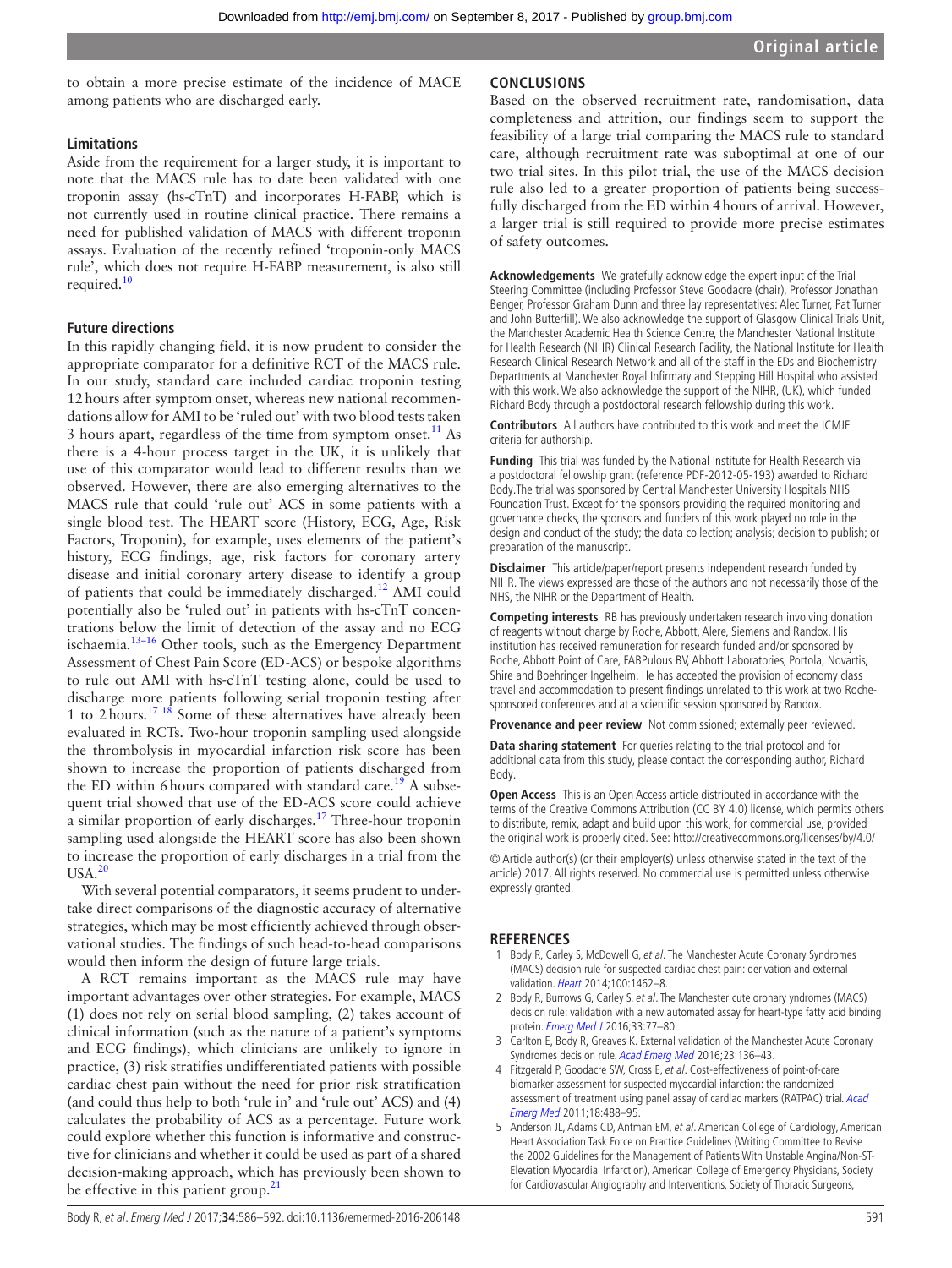to obtain a more precise estimate of the incidence of MACE among patients who are discharged early.

### Limitations

Aside from the requirement for a larger study, it is important to note that the MACS rule has to date been validated with one troponin assay (hs-cTnT) and incorporates H-FABP, which is not currently used in routine clinical practice. There remains a need for published validation of MACS with different troponin assays. Evaluation of the recently refined 'troponin-only MACS rule', which does not require H-FABP measurement, is also still required.[10]

### Future directions

In this rapidly changing field, it is now prudent to consider the appropriate comparator for a definitive RCT of the MACS rule. In our study, standard care included cardiac troponin testing 12 hours after symptom onset, whereas new national recommendations allow for AMI to be 'ruled out' with two blood tests taken 3 hours apart, regardless of the time from symptom onset.[11] As there is a 4-hour process target in the UK, it is unlikely that use of this comparator would lead to different results than we observed. However, there are also emerging alternatives to the MACS rule that could 'rule out' ACS in some patients with a single blood test. The HEART score (History, ECG, Age, Risk Factors, Troponin), for example, uses elements of the patient's history, ECG findings, age, risk factors for coronary artery disease and initial coronary artery disease to identify a group of patients that could be immediately discharged.[12] AMI could potentially also be 'ruled out' in patients with hs-cTnT concentrations below the limit of detection of the assay and no ECG ischaemia.[13–16] Other tools, such as the Emergency Department Assessment of Chest Pain Score (ED-ACS) or bespoke algorithms to rule out AMI with hs-cTnT testing alone, could be used to discharge more patients following serial troponin testing after 1 to 2 hours.[17 18] Some of these alternatives have already been evaluated in RCTs. Two-hour troponin sampling used alongside the thrombolysis in myocardial infarction risk score has been shown to increase the proportion of patients discharged from the ED within 6 hours compared with standard care.[19] A subsequent trial showed that use of the ED-ACS score could achieve a similar proportion of early discharges.[17] Three-hour troponin sampling used alongside the HEART score has also been shown to increase the proportion of early discharges in a trial from the USA.[20]

With several potential comparators, it seems prudent to undertake direct comparisons of the diagnostic accuracy of alternative strategies, which may be most efficiently achieved through observational studies. The findings of such head-to-head comparisons would then inform the design of future large trials.

A RCT remains important as the MACS rule may have important advantages over other strategies. For example, MACS (1) does not rely on serial blood sampling, (2) takes account of clinical information (such as the nature of a patient's symptoms and ECG findings), which clinicians are unlikely to ignore in practice, (3) risk stratifies undifferentiated patients with possible cardiac chest pain without the need for prior risk stratification (and could thus help to both 'rule in' and 'rule out' ACS) and (4) calculates the probability of ACS as a percentage. Future work could explore whether this function is informative and constructive for clinicians and whether it could be used as part of a shared decision-making approach, which has previously been shown to be effective in this patient group.[21]

## CONCLUSIONS

Based on the observed recruitment rate, randomisation, data completeness and attrition, our findings seem to support the feasibility of a large trial comparing the MACS rule to standard care, although recruitment rate was suboptimal at one of our two trial sites. In this pilot trial, the use of the MACS decision rule also led to a greater proportion of patients being successfully discharged from the ED within 4 hours of arrival. However, a larger trial is still required to provide more precise estimates of safety outcomes.

**Acknowledgements** We gratefully acknowledge the expert input of the Trial Steering Committee (including Professor Steve Goodacre (chair), Professor Jonathan Benger, Professor Graham Dunn and three lay representatives: Alec Turner, Pat Turner and John Butterfill). We also acknowledge the support of Glasgow Clinical Trials Unit, the Manchester Academic Health Science Centre, the Manchester National Institute for Health Research (NIHR) Clinical Research Facility, the National Institute for Health Research Clinical Research Network and all of the staff in the EDs and Biochemistry Departments at Manchester Royal Infirmary and Stepping Hill Hospital who assisted with this work. We also acknowledge the support of the NIHR, (UK), which funded Richard Body through a postdoctoral research fellowship during this work.

**Contributors** All authors have contributed to this work and meet the ICMJE criteria for authorship.

**Funding** This trial was funded by the National Institute for Health Research via a postdoctoral fellowship grant (reference PDF-2012-05-193) awarded to Richard Body.The trial was sponsored by Central Manchester University Hospitals NHS Foundation Trust. Except for the sponsors providing the required monitoring and governance checks, the sponsors and funders of this work played no role in the design and conduct of the study; the data collection; analysis; decision to publish; or preparation of the manuscript.

**Disclaimer** This article/paper/report presents independent research funded by NIHR. The views expressed are those of the authors and not necessarily those of the NHS, the NIHR or the Department of Health.

**Competing interests** RB has previously undertaken research involving donation of reagents without charge by Roche, Abbott, Alere, Siemens and Randox. His institution has received remuneration for research funded and/or sponsored by Roche, Abbott Point of Care, FABPulous BV, Abbott Laboratories, Portola, Novartis, Shire and Boehringer Ingelheim. He has accepted the provision of economy class travel and accommodation to present findings unrelated to this work at two Roche-sponsored conferences and at a scientific session sponsored by Randox.

**Provenance and peer review** Not commissioned; externally peer reviewed.

**Data sharing statement** For queries relating to the trial protocol and for additional data from this study, please contact the corresponding author, Richard Body.

**Open Access** This is an Open Access article distributed in accordance with the terms of the Creative Commons Attribution (CC BY 4.0) license, which permits others to distribute, remix, adapt and build upon this work, for commercial use, provided the original work is properly cited. See: http://creativecommons.org/licenses/by/4.0/

© Article author(s) (or their employer(s) unless otherwise stated in the text of the article) 2017. All rights reserved. No commercial use is permitted unless otherwise expressly granted.

## REFERENCES

1. Body R, Carley S, McDowell G, *et al*. The Manchester Acute Coronary Syndromes (MACS) decision rule for suspected cardiac chest pain: derivation and external validation. *Heart* 2014;100:1462–8.
2. Body R, Burrows G, Carley S, *et al*. The Manchester cute oronary yndromes (MACS) decision rule: validation with a new automated assay for heart-type fatty acid binding protein. *Emerg Med J* 2016;33:77–80.
3. Carlton E, Body R, Greaves K. External validation of the Manchester Acute Coronary Syndromes decision rule. *Acad Emerg Med* 2016;23:136–43.
4. Fitzgerald P, Goodacre SW, Cross E, *et al*. Cost-effectiveness of point-of-care biomarker assessment for suspected myocardial infarction: the randomized assessment of treatment using panel assay of cardiac markers (RATPAC) trial. *Acad Emerg Med* 2011;18:488–95.
5. Anderson JL, Adams CD, Antman EM, *et al*. American College of Cardiology, American Heart Association Task Force on Practice Guidelines (Writing Committee to Revise the 2002 Guidelines for the Management of Patients With Unstable Angina/Non-ST-Elevation Myocardial Infarction), American College of Emergency Physicians, Society for Cardiovascular Angiography and Interventions, Society of Thoracic Surgeons,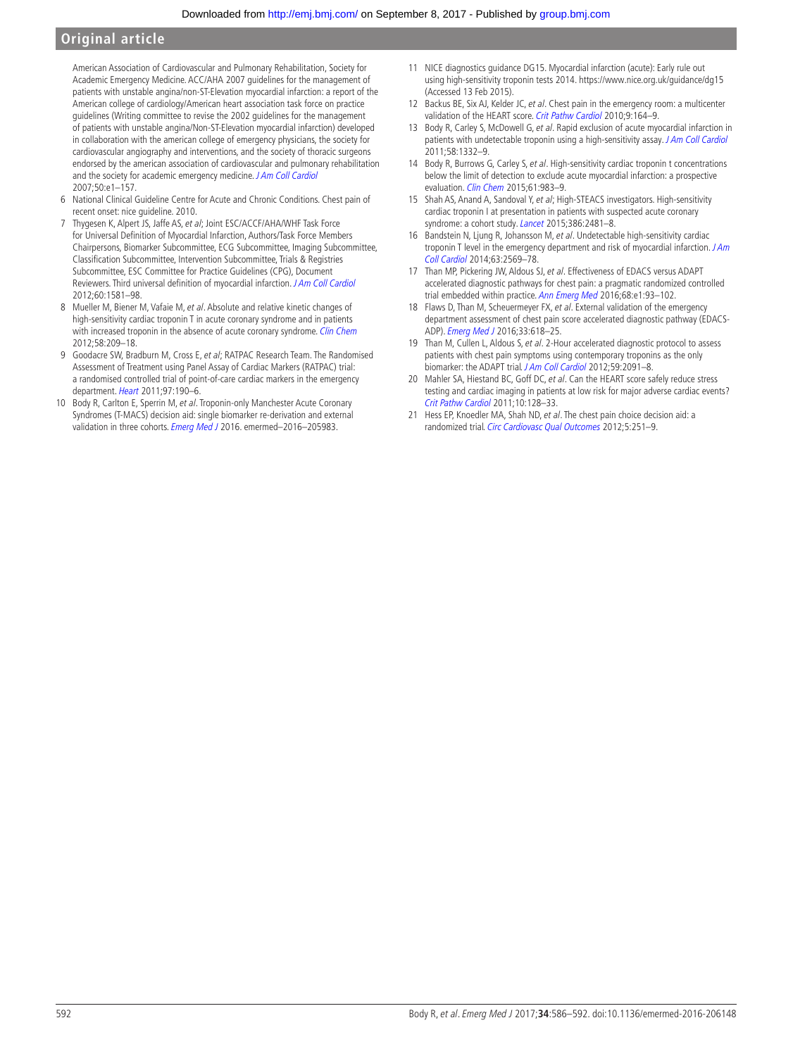American Association of Cardiovascular and Pulmonary Rehabilitation, Society for Academic Emergency Medicine. ACC/AHA 2007 guidelines for the management of patients with unstable angina/non-ST-Elevation myocardial infarction: a report of the American college of cardiology/American heart association task force on practice guidelines (Writing committee to revise the 2002 guidelines for the management of patients with unstable angina/Non-ST-Elevation myocardial infarction) developed in collaboration with the american college of emergency physicians, the society for cardiovascular angiography and interventions, and the society of thoracic surgeons endorsed by the american association of cardiovascular and pulmonary rehabilitation and the society for academic emergency medicine. *J Am Coll Cardiol* 2007;50:e1–157.

6. National Clinical Guideline Centre for Acute and Chronic Conditions. Chest pain of recent onset: nice guideline. 2010.
7. Thygesen K, Alpert JS, Jaffe AS, *et al*; Joint ESC/ACCF/AHA/WHF Task Force for Universal Definition of Myocardial Infarction, Authors/Task Force Members Chairpersons, Biomarker Subcommittee, ECG Subcommittee, Imaging Subcommittee, Classification Subcommittee, Intervention Subcommittee, Trials & Registries Subcommittee, ESC Committee for Practice Guidelines (CPG), Document Reviewers. Third universal definition of myocardial infarction. *J Am Coll Cardiol* 2012;60:1581–98.
8. Mueller M, Biener M, Vafaie M, *et al*. Absolute and relative kinetic changes of high-sensitivity cardiac troponin T in acute coronary syndrome and in patients with increased troponin in the absence of acute coronary syndrome. *Clin Chem* 2012;58:209–18.
9. Goodacre SW, Bradburn M, Cross E, *et al*; RATPAC Research Team. The Randomised Assessment of Treatment using Panel Assay of Cardiac Markers (RATPAC) trial: a randomised controlled trial of point-of-care cardiac markers in the emergency department. *Heart* 2011;97:190–6.
10. Body R, Carlton E, Sperrin M, *et al*. Troponin-only Manchester Acute Coronary Syndromes (T-MACS) decision aid: single biomarker re-derivation and external validation in three cohorts. *Emerg Med J* 2016. emermed–2016–205983.
11. NICE diagnostics guidance DG15. Myocardial infarction (acute): Early rule out using high-sensitivity troponin tests 2014. https://www.nice.org.uk/guidance/dg15 (Accessed 13 Feb 2015).
12. Backus BE, Six AJ, Kelder JC, *et al*. Chest pain in the emergency room: a multicenter validation of the HEART score. *Crit Pathw Cardiol* 2010;9:164–9.
13. Body R, Carley S, McDowell G, *et al*. Rapid exclusion of acute myocardial infarction in patients with undetectable troponin using a high-sensitivity assay. *J Am Coll Cardiol* 2011;58:1332–9.
14. Body R, Burrows G, Carley S, *et al*. High-sensitivity cardiac troponin t concentrations below the limit of detection to exclude acute myocardial infarction: a prospective evaluation. *Clin Chem* 2015;61:983–9.
15. Shah AS, Anand A, Sandoval Y, *et al*; High-STEACS investigators. High-sensitivity cardiac troponin I at presentation in patients with suspected acute coronary syndrome: a cohort study. *Lancet* 2015;386:2481–8.
16. Bandstein N, Ljung R, Johansson M, *et al*. Undetectable high-sensitivity cardiac troponin T level in the emergency department and risk of myocardial infarction. *J Am Coll Cardiol* 2014;63:2569–78.
17. Than MP, Pickering JW, Aldous SJ, *et al*. Effectiveness of EDACS versus ADAPT accelerated diagnostic pathways for chest pain: a pragmatic randomized controlled trial embedded within practice. *Ann Emerg Med* 2016;68:e1:93–102.
18. Flaws D, Than M, Scheuermeyer FX, *et al*. External validation of the emergency department assessment of chest pain score accelerated diagnostic pathway (EDACS-ADP). *Emerg Med J* 2016;33:618–25.
19. Than M, Cullen L, Aldous S, *et al*. 2-Hour accelerated diagnostic protocol to assess patients with chest pain symptoms using contemporary troponins as the only biomarker: the ADAPT trial. *J Am Coll Cardiol* 2012;59:2091–8.
20. Mahler SA, Hiestand BC, Goff DC, *et al*. Can the HEART score safely reduce stress testing and cardiac imaging in patients at low risk for major adverse cardiac events? *Crit Pathw Cardiol* 2011;10:128–33.
21. Hess EP, Knoedler MA, Shah ND, *et al*. The chest pain choice decision aid: a randomized trial. *Circ Cardiovasc Qual Outcomes* 2012;5:251–9.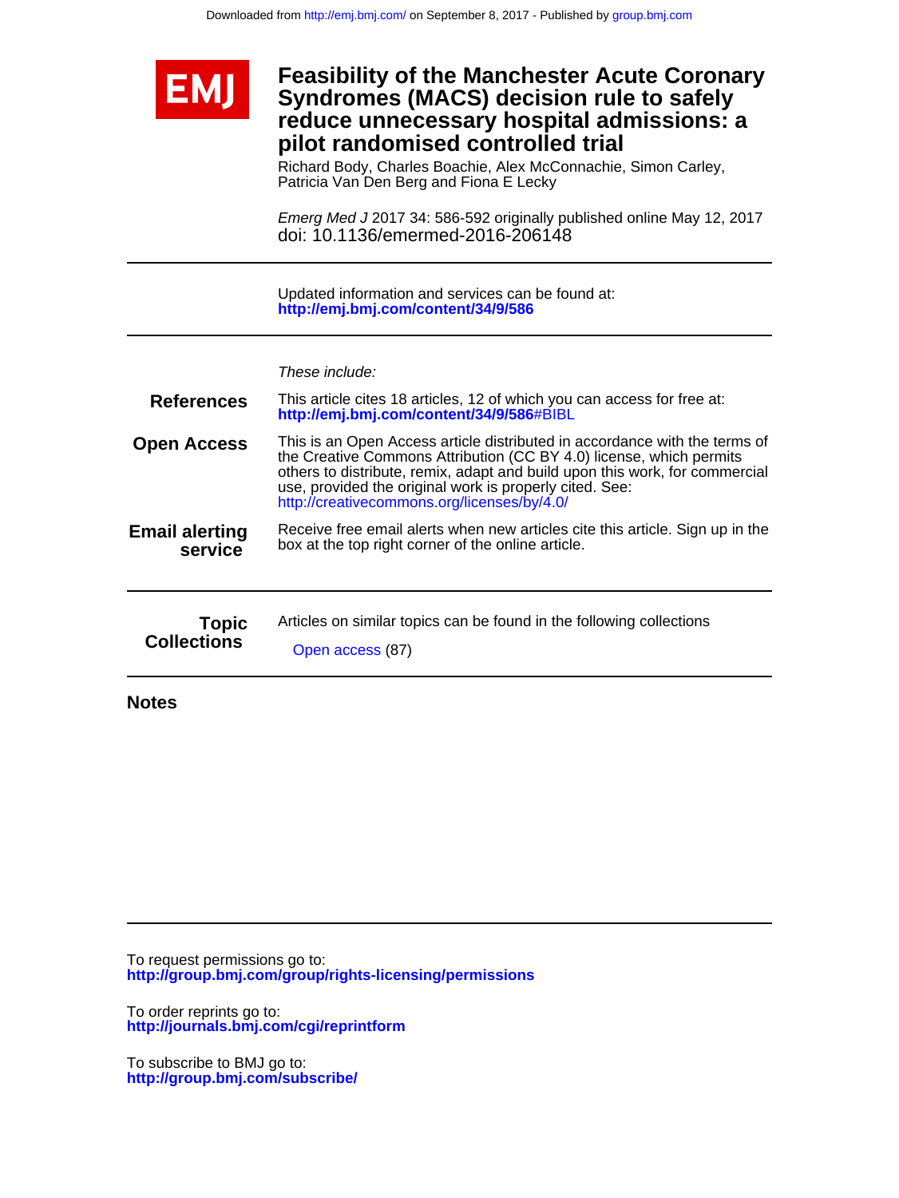Downloaded from http://emj.bmj.com/ on September 8, 2017 - Published by group.bmj.com

EMJ

# Feasibility of the Manchester Acute Coronary Syndromes (MACS) decision rule to safely reduce unnecessary hospital admissions: a pilot randomised controlled trial

Richard Body, Charles Boachie, Alex McConnachie, Simon Carley, Patricia Van Den Berg and Fiona E Lecky

*Emerg Med J* 2017 34: 586-592 originally published online May 12, 2017
doi: 10.1136/emermed-2016-206148

Updated information and services can be found at:
**http://emj.bmj.com/content/34/9/586**

*These include:*

| | |
|---|---|
| **References** | This article cites 18 articles, 12 of which you can access for free at: **http://emj.bmj.com/content/34/9/586**#BIBL |
| **Open Access** | This is an Open Access article distributed in accordance with the terms of the Creative Commons Attribution (CC BY 4.0) license, which permits others to distribute, remix, adapt and build upon this work, for commercial use, provided the original work is properly cited. See: http://creativecommons.org/licenses/by/4.0/ |
| **Email alerting service** | Receive free email alerts when new articles cite this article. Sign up in the box at the top right corner of the online article. |

| | |
|---|---|
| **Topic Collections** | Articles on similar topics can be found in the following collections<br>Open access (87) |

## Notes

To request permissions go to:
**http://group.bmj.com/group/rights-licensing/permissions**

To order reprints go to:
**http://journals.bmj.com/cgi/reprintform**

To subscribe to BMJ go to:
**http://group.bmj.com/subscribe/**